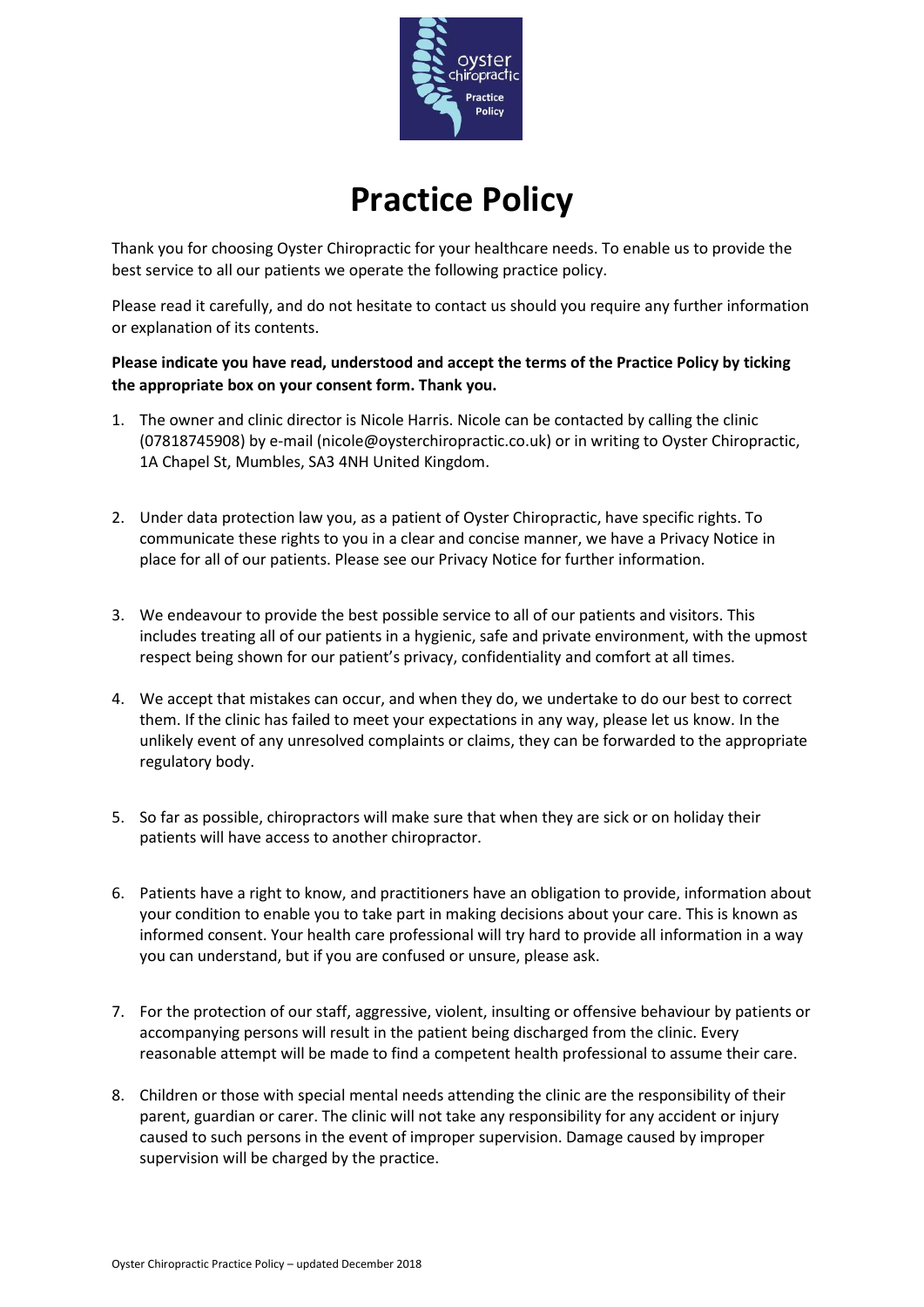# Practice Policy

Thank you for choosing Oyster Chiropractic for your healthcare needs. To enable us to provide the best service to all our patients we operate the following practice policy.

Please read it carefully, and do not hesitate to contact us should you require any further information or explanation of its contents.

**Please indicate you have read, understood and accept the terms of the Practice Policy by ticking the appropriate box on your consent form. Thank you.**

1. The owner and clinic director is Nicole Harris. Nicole can be contacted by calling the clinic (07818745908) by e-mail (nicole@oysterchiropractic.co.uk) or in writing to Oyster Chiropractic, 1A Chapel St, Mumbles, SA3 4NH United Kingdom.

2. Under data protection law you, as a patient of Oyster Chiropractic, have specific rights. To communicate these rights to you in a clear and concise manner, we have a Privacy Notice in place for all of our patients. Please see our Privacy Notice for further information.

3. We endeavour to provide the best possible service to all of our patients and visitors. This includes treating all of our patients in a hygienic, safe and private environment, with the upmost respect being shown for our patient's privacy, confidentiality and comfort at all times.

4. We accept that mistakes can occur, and when they do, we undertake to do our best to correct them. If the clinic has failed to meet your expectations in any way, please let us know. In the unlikely event of any unresolved complaints or claims, they can be forwarded to the appropriate regulatory body.

5. So far as possible, chiropractors will make sure that when they are sick or on holiday their patients will have access to another chiropractor.

6. Patients have a right to know, and practitioners have an obligation to provide, information about your condition to enable you to take part in making decisions about your care. This is known as informed consent. Your health care professional will try hard to provide all information in a way you can understand, but if you are confused or unsure, please ask.

7. For the protection of our staff, aggressive, violent, insulting or offensive behaviour by patients or accompanying persons will result in the patient being discharged from the clinic. Every reasonable attempt will be made to find a competent health professional to assume their care.

8. Children or those with special mental needs attending the clinic are the responsibility of their parent, guardian or carer. The clinic will not take any responsibility for any accident or injury caused to such persons in the event of improper supervision. Damage caused by improper supervision will be charged by the practice.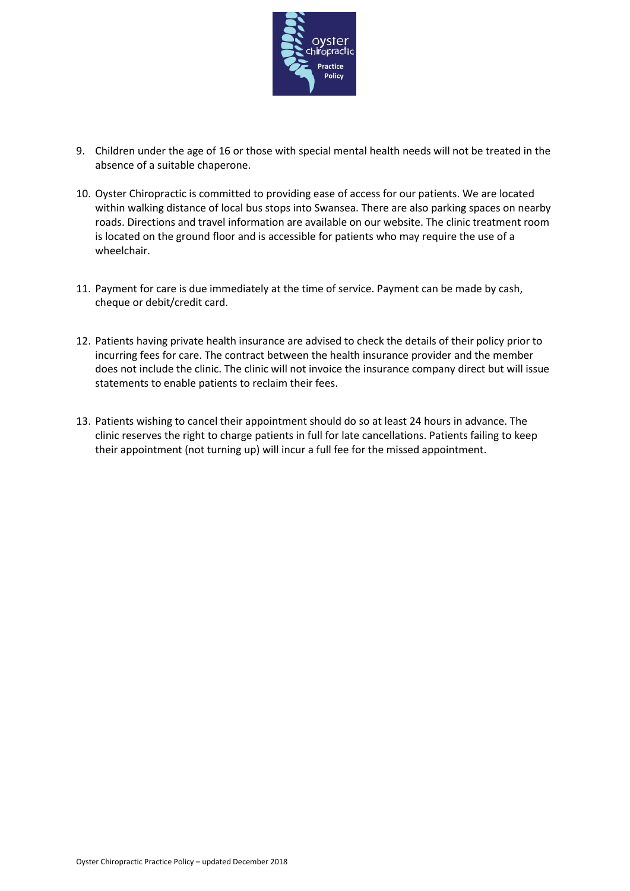9. Children under the age of 16 or those with special mental health needs will not be treated in the absence of a suitable chaperone.

10. Oyster Chiropractic is committed to providing ease of access for our patients. We are located within walking distance of local bus stops into Swansea. There are also parking spaces on nearby roads. Directions and travel information are available on our website. The clinic treatment room is located on the ground floor and is accessible for patients who may require the use of a wheelchair.

11. Payment for care is due immediately at the time of service. Payment can be made by cash, cheque or debit/credit card.

12. Patients having private health insurance are advised to check the details of their policy prior to incurring fees for care. The contract between the health insurance provider and the member does not include the clinic. The clinic will not invoice the insurance company direct but will issue statements to enable patients to reclaim their fees.

13. Patients wishing to cancel their appointment should do so at least 24 hours in advance. The clinic reserves the right to charge patients in full for late cancellations. Patients failing to keep their appointment (not turning up) will incur a full fee for the missed appointment.